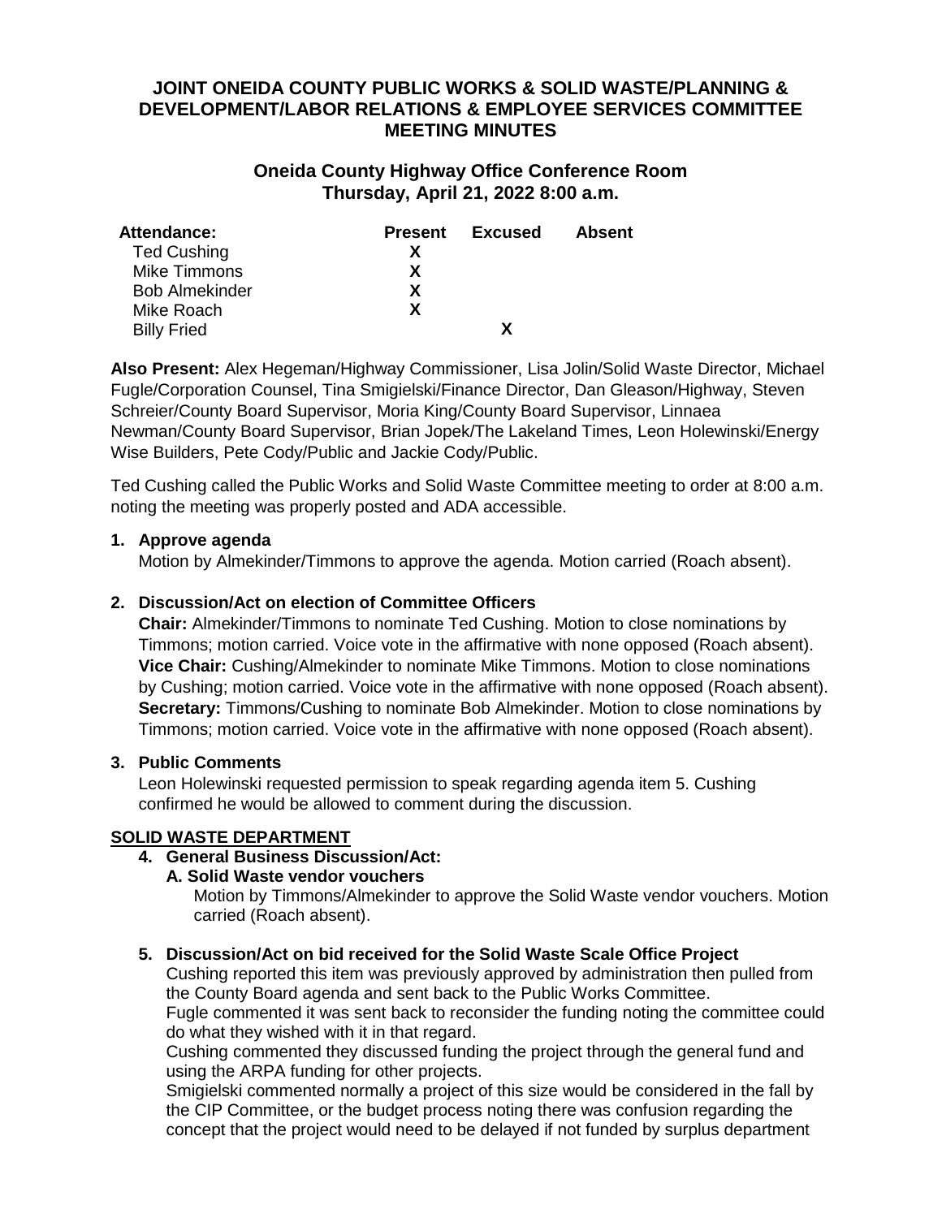# JOINT ONEIDA COUNTY PUBLIC WORKS & SOLID WASTE/PLANNING & DEVELOPMENT/LABOR RELATIONS & EMPLOYEE SERVICES COMMITTEE MEETING MINUTES

## Oneida County Highway Office Conference Room
## Thursday, April 21, 2022 8:00 a.m.

| Attendance: | Present | Excused | Absent |
|---|---|---|---|
| Ted Cushing | X | | |
| Mike Timmons | X | | |
| Bob Almekinder | X | | |
| Mike Roach | X | | |
| Billy Fried | | X | |

**Also Present:** Alex Hegeman/Highway Commissioner, Lisa Jolin/Solid Waste Director, Michael Fugle/Corporation Counsel, Tina Smigielski/Finance Director, Dan Gleason/Highway, Steven Schreier/County Board Supervisor, Moria King/County Board Supervisor, Linnaea Newman/County Board Supervisor, Brian Jopek/The Lakeland Times, Leon Holewinski/Energy Wise Builders, Pete Cody/Public and Jackie Cody/Public.

Ted Cushing called the Public Works and Solid Waste Committee meeting to order at 8:00 a.m. noting the meeting was properly posted and ADA accessible.

1. **Approve agenda**
   Motion by Almekinder/Timmons to approve the agenda. Motion carried (Roach absent).

2. **Discussion/Act on election of Committee Officers**
   **Chair:** Almekinder/Timmons to nominate Ted Cushing. Motion to close nominations by Timmons; motion carried. Voice vote in the affirmative with none opposed (Roach absent).
   **Vice Chair:** Cushing/Almekinder to nominate Mike Timmons. Motion to close nominations by Cushing; motion carried. Voice vote in the affirmative with none opposed (Roach absent).
   **Secretary:** Timmons/Cushing to nominate Bob Almekinder. Motion to close nominations by Timmons; motion carried. Voice vote in the affirmative with none opposed (Roach absent).

3. **Public Comments**
   Leon Holewinski requested permission to speak regarding agenda item 5. Cushing confirmed he would be allowed to comment during the discussion.

**SOLID WASTE DEPARTMENT**

4. **General Business Discussion/Act:**
   **A. Solid Waste vendor vouchers**
   Motion by Timmons/Almekinder to approve the Solid Waste vendor vouchers. Motion carried (Roach absent).

5. **Discussion/Act on bid received for the Solid Waste Scale Office Project**
   Cushing reported this item was previously approved by administration then pulled from the County Board agenda and sent back to the Public Works Committee.
   Fugle commented it was sent back to reconsider the funding noting the committee could do what they wished with it in that regard.
   Cushing commented they discussed funding the project through the general fund and using the ARPA funding for other projects.
   Smigielski commented normally a project of this size would be considered in the fall by the CIP Committee, or the budget process noting there was confusion regarding the concept that the project would need to be delayed if not funded by surplus department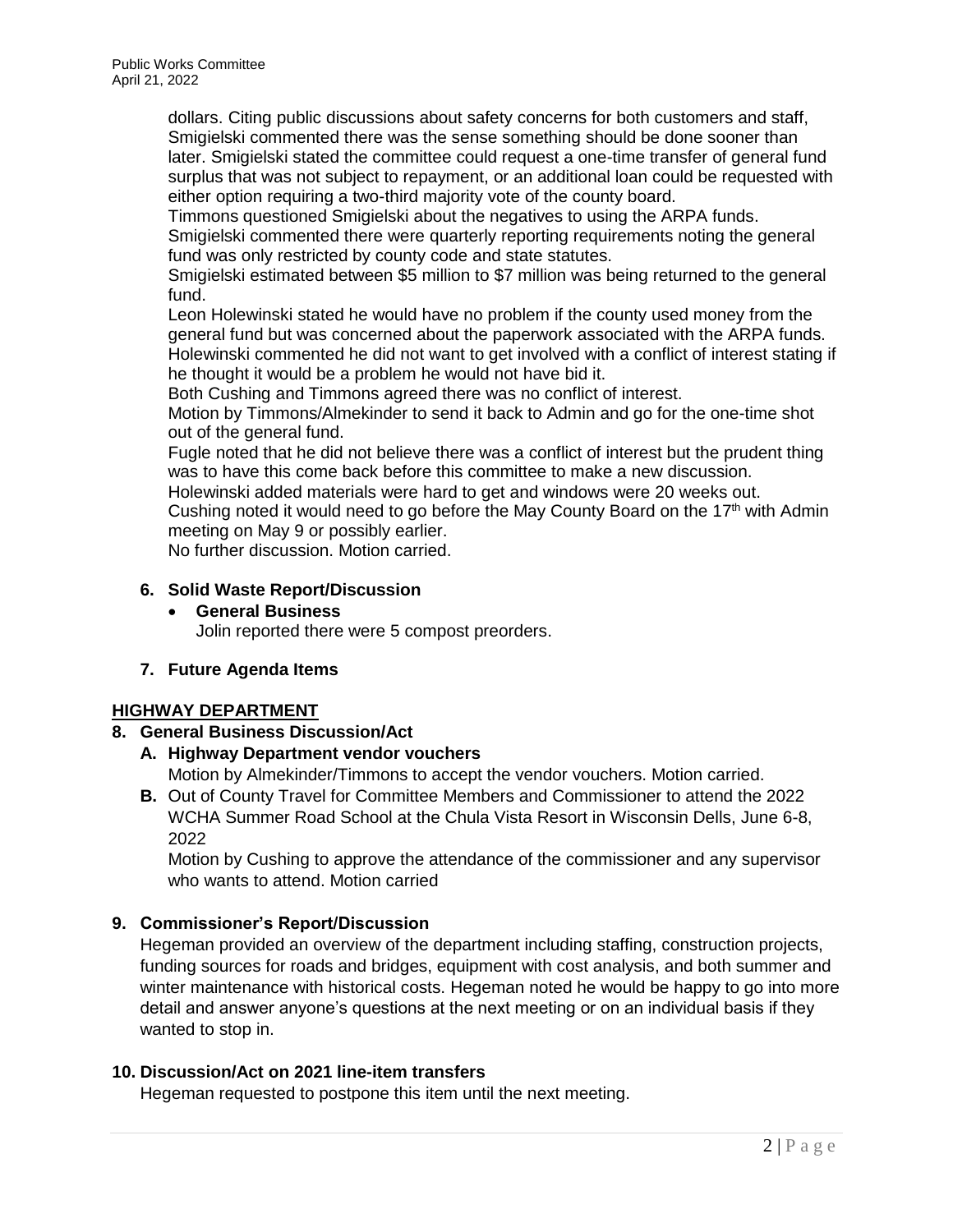dollars. Citing public discussions about safety concerns for both customers and staff, Smigielski commented there was the sense something should be done sooner than later. Smigielski stated the committee could request a one-time transfer of general fund surplus that was not subject to repayment, or an additional loan could be requested with either option requiring a two-third majority vote of the county board.

Timmons questioned Smigielski about the negatives to using the ARPA funds.

Smigielski commented there were quarterly reporting requirements noting the general fund was only restricted by county code and state statutes.

Smigielski estimated between $5 million to $7 million was being returned to the general fund.

Leon Holewinski stated he would have no problem if the county used money from the general fund but was concerned about the paperwork associated with the ARPA funds. Holewinski commented he did not want to get involved with a conflict of interest stating if he thought it would be a problem he would not have bid it.

Both Cushing and Timmons agreed there was no conflict of interest.

Motion by Timmons/Almekinder to send it back to Admin and go for the one-time shot out of the general fund.

Fugle noted that he did not believe there was a conflict of interest but the prudent thing was to have this come back before this committee to make a new discussion.

Holewinski added materials were hard to get and windows were 20 weeks out.

Cushing noted it would need to go before the May County Board on the 17th with Admin meeting on May 9 or possibly earlier.

No further discussion. Motion carried.

**6. Solid Waste Report/Discussion**

- **General Business**

  Jolin reported there were 5 compost preorders.

**7. Future Agenda Items**

## HIGHWAY DEPARTMENT

**8. General Business Discussion/Act**

**A. Highway Department vendor vouchers**

Motion by Almekinder/Timmons to accept the vendor vouchers. Motion carried.

**B.** Out of County Travel for Committee Members and Commissioner to attend the 2022 WCHA Summer Road School at the Chula Vista Resort in Wisconsin Dells, June 6-8, 2022

Motion by Cushing to approve the attendance of the commissioner and any supervisor who wants to attend. Motion carried

**9. Commissioner's Report/Discussion**

Hegeman provided an overview of the department including staffing, construction projects, funding sources for roads and bridges, equipment with cost analysis, and both summer and winter maintenance with historical costs. Hegeman noted he would be happy to go into more detail and answer anyone's questions at the next meeting or on an individual basis if they wanted to stop in.

**10. Discussion/Act on 2021 line-item transfers**

Hegeman requested to postpone this item until the next meeting.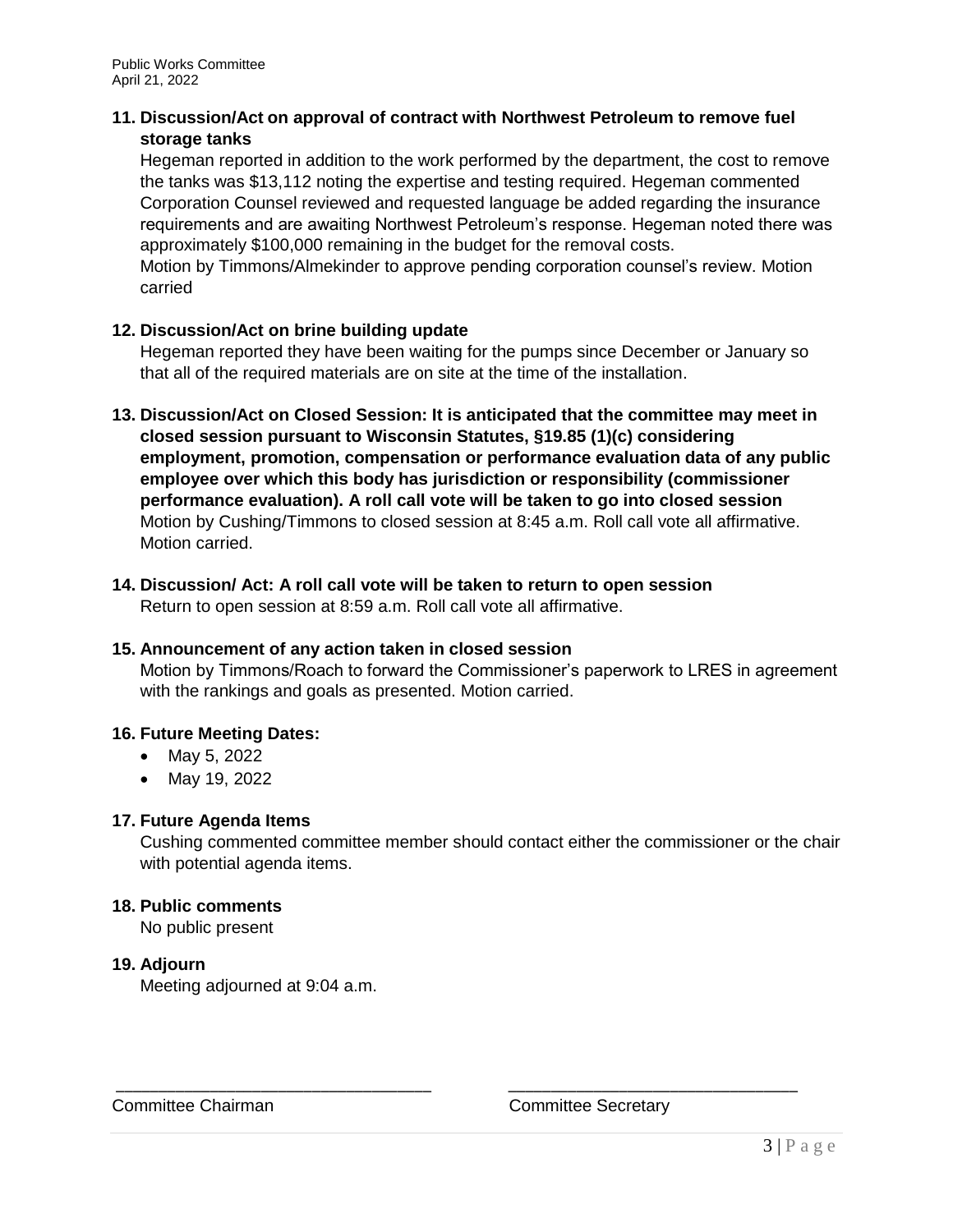**11. Discussion/Act on approval of contract with Northwest Petroleum to remove fuel storage tanks**

Hegeman reported in addition to the work performed by the department, the cost to remove the tanks was $13,112 noting the expertise and testing required. Hegeman commented Corporation Counsel reviewed and requested language be added regarding the insurance requirements and are awaiting Northwest Petroleum's response. Hegeman noted there was approximately $100,000 remaining in the budget for the removal costs.
Motion by Timmons/Almekinder to approve pending corporation counsel's review. Motion carried

**12. Discussion/Act on brine building update**

Hegeman reported they have been waiting for the pumps since December or January so that all of the required materials are on site at the time of the installation.

**13. Discussion/Act on Closed Session: It is anticipated that the committee may meet in closed session pursuant to Wisconsin Statutes, §19.85 (1)(c) considering employment, promotion, compensation or performance evaluation data of any public employee over which this body has jurisdiction or responsibility (commissioner performance evaluation). A roll call vote will be taken to go into closed session**

Motion by Cushing/Timmons to closed session at 8:45 a.m. Roll call vote all affirmative. Motion carried.

**14. Discussion/ Act: A roll call vote will be taken to return to open session**

Return to open session at 8:59 a.m. Roll call vote all affirmative.

**15. Announcement of any action taken in closed session**

Motion by Timmons/Roach to forward the Commissioner's paperwork to LRES in agreement with the rankings and goals as presented. Motion carried.

**16. Future Meeting Dates:**

- May 5, 2022
- May 19, 2022

**17. Future Agenda Items**

Cushing commented committee member should contact either the commissioner or the chair with potential agenda items.

**18. Public comments**

No public present

**19. Adjourn**

Meeting adjourned at 9:04 a.m.

\_\_\_\_\_\_\_\_\_\_\_\_\_\_\_\_\_\_\_\_\_\_\_\_\_\_\_\_\_\_\_\_ \_\_\_\_\_\_\_\_\_\_\_\_\_\_\_\_\_\_\_\_\_\_\_\_\_\_\_\_\_\_

Committee Chairman Committee Secretary